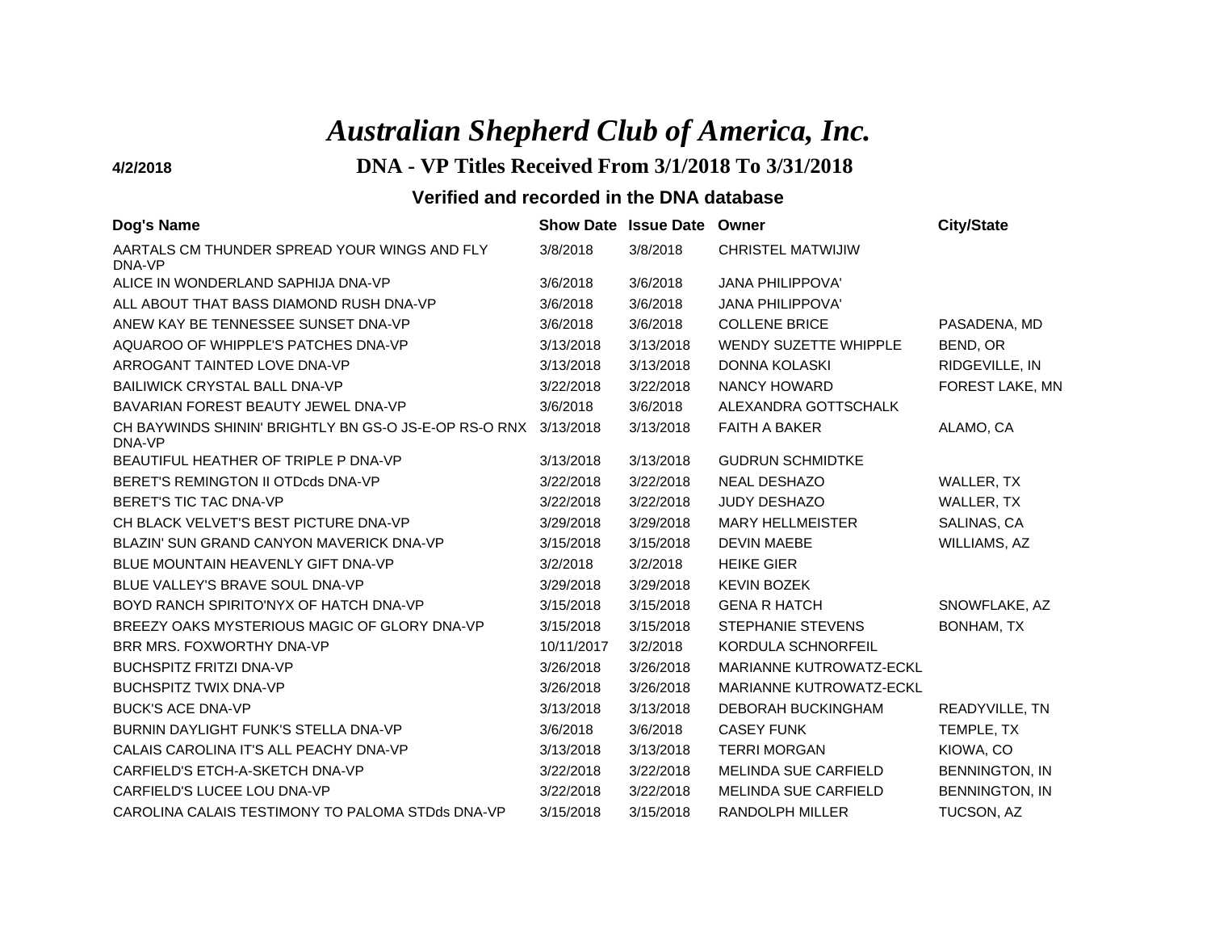# *Australian Shepherd Club of America, Inc.*

**4/2/2018**

## DNA - VP Titles Received From 3/1/2018 To 3/31/2018

### Verified and recorded in the DNA database

| Dog's Name | Show Date | Issue Date | Owner | City/State |
|---|---|---|---|---|
| AARTALS CM THUNDER SPREAD YOUR WINGS AND FLY DNA-VP | 3/8/2018 | 3/8/2018 | CHRISTEL MATWIJIW | |
| ALICE IN WONDERLAND SAPHIJA DNA-VP | 3/6/2018 | 3/6/2018 | JANA PHILIPPOVA' | |
| ALL ABOUT THAT BASS DIAMOND RUSH DNA-VP | 3/6/2018 | 3/6/2018 | JANA PHILIPPOVA' | |
| ANEW KAY BE TENNESSEE SUNSET DNA-VP | 3/6/2018 | 3/6/2018 | COLLENE BRICE | PASADENA, MD |
| AQUAROO OF WHIPPLE'S PATCHES DNA-VP | 3/13/2018 | 3/13/2018 | WENDY SUZETTE WHIPPLE | BEND, OR |
| ARROGANT TAINTED LOVE DNA-VP | 3/13/2018 | 3/13/2018 | DONNA KOLASKI | RIDGEVILLE, IN |
| BAILIWICK CRYSTAL BALL DNA-VP | 3/22/2018 | 3/22/2018 | NANCY HOWARD | FOREST LAKE, MN |
| BAVARIAN FOREST BEAUTY JEWEL DNA-VP | 3/6/2018 | 3/6/2018 | ALEXANDRA GOTTSCHALK | |
| CH BAYWINDS SHININ' BRIGHTLY BN GS-O JS-E-OP RS-O RNX DNA-VP | 3/13/2018 | 3/13/2018 | FAITH A BAKER | ALAMO, CA |
| BEAUTIFUL HEATHER OF TRIPLE P DNA-VP | 3/13/2018 | 3/13/2018 | GUDRUN SCHMIDTKE | |
| BERET'S REMINGTON II OTDcds DNA-VP | 3/22/2018 | 3/22/2018 | NEAL DESHAZO | WALLER, TX |
| BERET'S TIC TAC DNA-VP | 3/22/2018 | 3/22/2018 | JUDY DESHAZO | WALLER, TX |
| CH BLACK VELVET'S BEST PICTURE DNA-VP | 3/29/2018 | 3/29/2018 | MARY HELLMEISTER | SALINAS, CA |
| BLAZIN' SUN GRAND CANYON MAVERICK DNA-VP | 3/15/2018 | 3/15/2018 | DEVIN MAEBE | WILLIAMS, AZ |
| BLUE MOUNTAIN HEAVENLY GIFT DNA-VP | 3/2/2018 | 3/2/2018 | HEIKE GIER | |
| BLUE VALLEY'S BRAVE SOUL DNA-VP | 3/29/2018 | 3/29/2018 | KEVIN BOZEK | |
| BOYD RANCH SPIRITO'NYX OF HATCH DNA-VP | 3/15/2018 | 3/15/2018 | GENA R HATCH | SNOWFLAKE, AZ |
| BREEZY OAKS MYSTERIOUS MAGIC OF GLORY DNA-VP | 3/15/2018 | 3/15/2018 | STEPHANIE STEVENS | BONHAM, TX |
| BRR MRS. FOXWORTHY DNA-VP | 10/11/2017 | 3/2/2018 | KORDULA SCHNORFEIL | |
| BUCHSPITZ FRITZI DNA-VP | 3/26/2018 | 3/26/2018 | MARIANNE KUTROWATZ-ECKL | |
| BUCHSPITZ TWIX DNA-VP | 3/26/2018 | 3/26/2018 | MARIANNE KUTROWATZ-ECKL | |
| BUCK'S ACE DNA-VP | 3/13/2018 | 3/13/2018 | DEBORAH BUCKINGHAM | READYVILLE, TN |
| BURNIN DAYLIGHT FUNK'S STELLA DNA-VP | 3/6/2018 | 3/6/2018 | CASEY FUNK | TEMPLE, TX |
| CALAIS CAROLINA IT'S ALL PEACHY DNA-VP | 3/13/2018 | 3/13/2018 | TERRI MORGAN | KIOWA, CO |
| CARFIELD'S ETCH-A-SKETCH DNA-VP | 3/22/2018 | 3/22/2018 | MELINDA SUE CARFIELD | BENNINGTON, IN |
| CARFIELD'S LUCEE LOU DNA-VP | 3/22/2018 | 3/22/2018 | MELINDA SUE CARFIELD | BENNINGTON, IN |
| CAROLINA CALAIS TESTIMONY TO PALOMA STDds DNA-VP | 3/15/2018 | 3/15/2018 | RANDOLPH MILLER | TUCSON, AZ |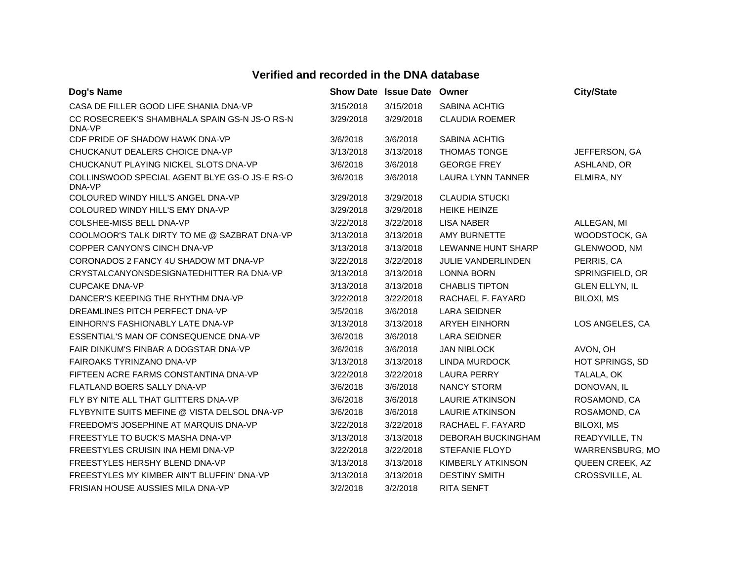## Verified and recorded in the DNA database

| Dog's Name | Show Date | Issue Date | Owner | City/State |
|---|---|---|---|---|
| CASA DE FILLER GOOD LIFE SHANIA DNA-VP | 3/15/2018 | 3/15/2018 | SABINA ACHTIG | |
| CC ROSECREEK'S SHAMBHALA SPAIN GS-N JS-O RS-N DNA-VP | 3/29/2018 | 3/29/2018 | CLAUDIA ROEMER | |
| CDF PRIDE OF SHADOW HAWK DNA-VP | 3/6/2018 | 3/6/2018 | SABINA ACHTIG | |
| CHUCKANUT DEALERS CHOICE DNA-VP | 3/13/2018 | 3/13/2018 | THOMAS TONGE | JEFFERSON, GA |
| CHUCKANUT PLAYING NICKEL SLOTS DNA-VP | 3/6/2018 | 3/6/2018 | GEORGE FREY | ASHLAND, OR |
| COLLINSWOOD SPECIAL AGENT BLYE GS-O JS-E RS-O DNA-VP | 3/6/2018 | 3/6/2018 | LAURA LYNN TANNER | ELMIRA, NY |
| COLOURED WINDY HILL'S ANGEL DNA-VP | 3/29/2018 | 3/29/2018 | CLAUDIA STUCKI | |
| COLOURED WINDY HILL'S EMY DNA-VP | 3/29/2018 | 3/29/2018 | HEIKE HEINZE | |
| COLSHEE-MISS BELL DNA-VP | 3/22/2018 | 3/22/2018 | LISA NABER | ALLEGAN, MI |
| COOLMOOR'S TALK DIRTY TO ME @ SAZBRAT DNA-VP | 3/13/2018 | 3/13/2018 | AMY BURNETTE | WOODSTOCK, GA |
| COPPER CANYON'S CINCH DNA-VP | 3/13/2018 | 3/13/2018 | LEWANNE HUNT SHARP | GLENWOOD, NM |
| CORONADOS 2 FANCY 4U SHADOW MT DNA-VP | 3/22/2018 | 3/22/2018 | JULIE VANDERLINDEN | PERRIS, CA |
| CRYSTALCANYONSDESIGNATEDHITTER RA DNA-VP | 3/13/2018 | 3/13/2018 | LONNA BORN | SPRINGFIELD, OR |
| CUPCAKE DNA-VP | 3/13/2018 | 3/13/2018 | CHABLIS TIPTON | GLEN ELLYN, IL |
| DANCER'S KEEPING THE RHYTHM DNA-VP | 3/22/2018 | 3/22/2018 | RACHAEL F. FAYARD | BILOXI, MS |
| DREAMLINES PITCH PERFECT DNA-VP | 3/5/2018 | 3/6/2018 | LARA SEIDNER | |
| EINHORN'S FASHIONABLY LATE DNA-VP | 3/13/2018 | 3/13/2018 | ARYEH EINHORN | LOS ANGELES, CA |
| ESSENTIAL'S MAN OF CONSEQUENCE DNA-VP | 3/6/2018 | 3/6/2018 | LARA SEIDNER | |
| FAIR DINKUM'S FINBAR A DOGSTAR DNA-VP | 3/6/2018 | 3/6/2018 | JAN NIBLOCK | AVON, OH |
| FAIROAKS TYRINZANO DNA-VP | 3/13/2018 | 3/13/2018 | LINDA MURDOCK | HOT SPRINGS, SD |
| FIFTEEN ACRE FARMS CONSTANTINA DNA-VP | 3/22/2018 | 3/22/2018 | LAURA PERRY | TALALA, OK |
| FLATLAND BOERS SALLY DNA-VP | 3/6/2018 | 3/6/2018 | NANCY STORM | DONOVAN, IL |
| FLY BY NITE ALL THAT GLITTERS DNA-VP | 3/6/2018 | 3/6/2018 | LAURIE ATKINSON | ROSAMOND, CA |
| FLYBYNITE SUITS MEFINE @ VISTA DELSOL DNA-VP | 3/6/2018 | 3/6/2018 | LAURIE ATKINSON | ROSAMOND, CA |
| FREEDOM'S JOSEPHINE AT MARQUIS DNA-VP | 3/22/2018 | 3/22/2018 | RACHAEL F. FAYARD | BILOXI, MS |
| FREESTYLE TO BUCK'S MASHA DNA-VP | 3/13/2018 | 3/13/2018 | DEBORAH BUCKINGHAM | READYVILLE, TN |
| FREESTYLES CRUISIN INA HEMI DNA-VP | 3/22/2018 | 3/22/2018 | STEFANIE FLOYD | WARRENSBURG, MO |
| FREESTYLES HERSHY BLEND DNA-VP | 3/13/2018 | 3/13/2018 | KIMBERLY ATKINSON | QUEEN CREEK, AZ |
| FREESTYLES MY KIMBER AIN'T BLUFFIN' DNA-VP | 3/13/2018 | 3/13/2018 | DESTINY SMITH | CROSSVILLE, AL |
| FRISIAN HOUSE AUSSIES MILA DNA-VP | 3/2/2018 | 3/2/2018 | RITA SENFT | |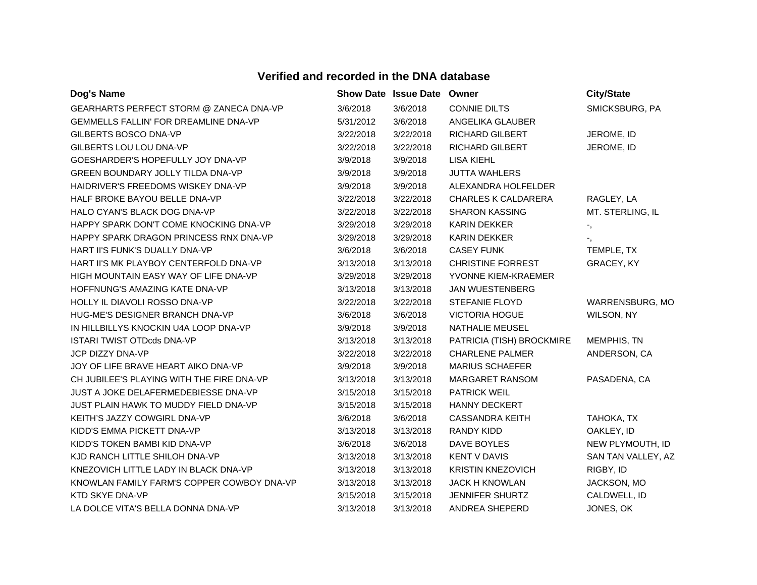## Verified and recorded in the DNA database

| Dog's Name | Show Date | Issue Date | Owner | City/State |
|---|---|---|---|---|
| GEARHARTS PERFECT STORM @ ZANECA DNA-VP | 3/6/2018 | 3/6/2018 | CONNIE DILTS | SMICKSBURG, PA |
| GEMMELLS FALLIN' FOR DREAMLINE DNA-VP | 5/31/2012 | 3/6/2018 | ANGELIKA GLAUBER | |
| GILBERTS BOSCO DNA-VP | 3/22/2018 | 3/22/2018 | RICHARD GILBERT | JEROME, ID |
| GILBERTS LOU LOU DNA-VP | 3/22/2018 | 3/22/2018 | RICHARD GILBERT | JEROME, ID |
| GOESHARDER'S HOPEFULLY JOY DNA-VP | 3/9/2018 | 3/9/2018 | LISA KIEHL | |
| GREEN BOUNDARY JOLLY TILDA DNA-VP | 3/9/2018 | 3/9/2018 | JUTTA WAHLERS | |
| HAIDRIVER'S FREEDOMS WISKEY DNA-VP | 3/9/2018 | 3/9/2018 | ALEXANDRA HOLFELDER | |
| HALF BROKE BAYOU BELLE DNA-VP | 3/22/2018 | 3/22/2018 | CHARLES K CALDARERA | RAGLEY, LA |
| HALO CYAN'S BLACK DOG DNA-VP | 3/22/2018 | 3/22/2018 | SHARON KASSING | MT. STERLING, IL |
| HAPPY SPARK DON'T COME KNOCKING DNA-VP | 3/29/2018 | 3/29/2018 | KARIN DEKKER | -, |
| HAPPY SPARK DRAGON PRINCESS RNX DNA-VP | 3/29/2018 | 3/29/2018 | KARIN DEKKER | -, |
| HART II'S FUNK'S DUALLY DNA-VP | 3/6/2018 | 3/6/2018 | CASEY FUNK | TEMPLE, TX |
| HART II'S MK PLAYBOY CENTERFOLD DNA-VP | 3/13/2018 | 3/13/2018 | CHRISTINE FORREST | GRACEY, KY |
| HIGH MOUNTAIN EASY WAY OF LIFE DNA-VP | 3/29/2018 | 3/29/2018 | YVONNE KIEM-KRAEMER | |
| HOFFNUNG'S AMAZING KATE DNA-VP | 3/13/2018 | 3/13/2018 | JAN WUESTENBERG | |
| HOLLY IL DIAVOLI ROSSO DNA-VP | 3/22/2018 | 3/22/2018 | STEFANIE FLOYD | WARRENSBURG, MO |
| HUG-ME'S DESIGNER BRANCH DNA-VP | 3/6/2018 | 3/6/2018 | VICTORIA HOGUE | WILSON, NY |
| IN HILLBILLYS KNOCKIN U4A LOOP DNA-VP | 3/9/2018 | 3/9/2018 | NATHALIE MEUSEL | |
| ISTARI TWIST OTDcds DNA-VP | 3/13/2018 | 3/13/2018 | PATRICIA (TISH) BROCKMIRE | MEMPHIS, TN |
| JCP DIZZY DNA-VP | 3/22/2018 | 3/22/2018 | CHARLENE PALMER | ANDERSON, CA |
| JOY OF LIFE BRAVE HEART AIKO DNA-VP | 3/9/2018 | 3/9/2018 | MARIUS SCHAEFER | |
| CH JUBILEE'S PLAYING WITH THE FIRE DNA-VP | 3/13/2018 | 3/13/2018 | MARGARET RANSOM | PASADENA, CA |
| JUST A JOKE DELAFERMEDEBIESSE DNA-VP | 3/15/2018 | 3/15/2018 | PATRICK WEIL | |
| JUST PLAIN HAWK TO MUDDY FIELD DNA-VP | 3/15/2018 | 3/15/2018 | HANNY DECKERT | |
| KEITH'S JAZZY COWGIRL DNA-VP | 3/6/2018 | 3/6/2018 | CASSANDRA KEITH | TAHOKA, TX |
| KIDD'S EMMA PICKETT DNA-VP | 3/13/2018 | 3/13/2018 | RANDY KIDD | OAKLEY, ID |
| KIDD'S TOKEN BAMBI KID DNA-VP | 3/6/2018 | 3/6/2018 | DAVE BOYLES | NEW PLYMOUTH, ID |
| KJD RANCH LITTLE SHILOH DNA-VP | 3/13/2018 | 3/13/2018 | KENT V DAVIS | SAN TAN VALLEY, AZ |
| KNEZOVICH LITTLE LADY IN BLACK DNA-VP | 3/13/2018 | 3/13/2018 | KRISTIN KNEZOVICH | RIGBY, ID |
| KNOWLAN FAMILY FARM'S COPPER COWBOY DNA-VP | 3/13/2018 | 3/13/2018 | JACK H KNOWLAN | JACKSON, MO |
| KTD SKYE DNA-VP | 3/15/2018 | 3/15/2018 | JENNIFER SHURTZ | CALDWELL, ID |
| LA DOLCE VITA'S BELLA DONNA DNA-VP | 3/13/2018 | 3/13/2018 | ANDREA SHEPERD | JONES, OK |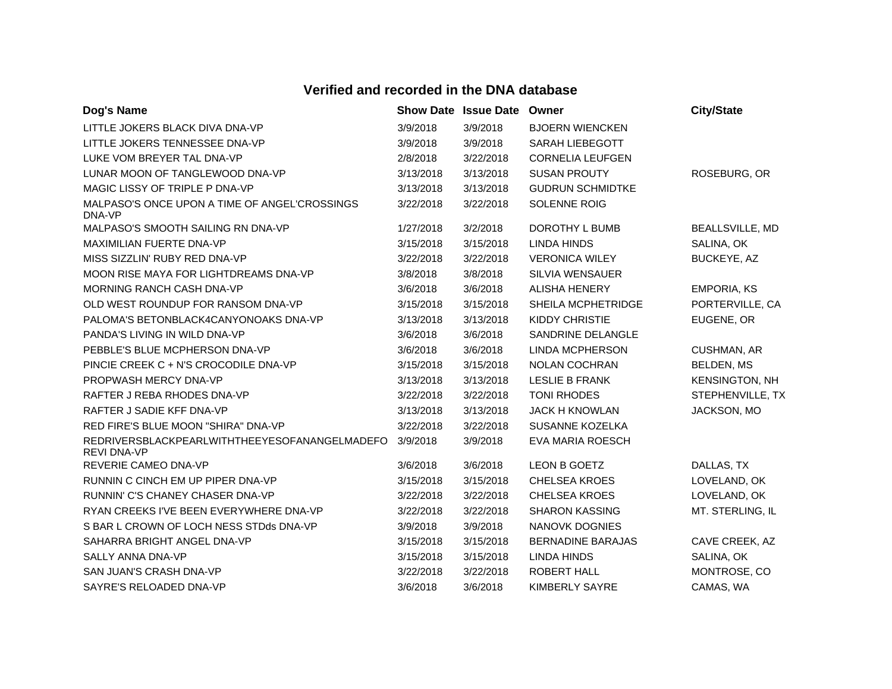## Verified and recorded in the DNA database

| Dog's Name | Show Date | Issue Date | Owner | City/State |
|---|---|---|---|---|
| LITTLE JOKERS BLACK DIVA DNA-VP | 3/9/2018 | 3/9/2018 | BJOERN WIENCKEN | |
| LITTLE JOKERS TENNESSEE DNA-VP | 3/9/2018 | 3/9/2018 | SARAH LIEBEGOTT | |
| LUKE VOM BREYER TAL DNA-VP | 2/8/2018 | 3/22/2018 | CORNELIA LEUFGEN | |
| LUNAR MOON OF TANGLEWOOD DNA-VP | 3/13/2018 | 3/13/2018 | SUSAN PROUTY | ROSEBURG, OR |
| MAGIC LISSY OF TRIPLE P DNA-VP | 3/13/2018 | 3/13/2018 | GUDRUN SCHMIDTKE | |
| MALPASO'S ONCE UPON A TIME OF ANGEL'CROSSINGS DNA-VP | 3/22/2018 | 3/22/2018 | SOLENNE ROIG | |
| MALPASO'S SMOOTH SAILING RN DNA-VP | 1/27/2018 | 3/2/2018 | DOROTHY L BUMB | BEALLSVILLE, MD |
| MAXIMILIAN FUERTE DNA-VP | 3/15/2018 | 3/15/2018 | LINDA HINDS | SALINA, OK |
| MISS SIZZLIN' RUBY RED DNA-VP | 3/22/2018 | 3/22/2018 | VERONICA WILEY | BUCKEYE, AZ |
| MOON RISE MAYA FOR LIGHTDREAMS DNA-VP | 3/8/2018 | 3/8/2018 | SILVIA WENSAUER | |
| MORNING RANCH CASH DNA-VP | 3/6/2018 | 3/6/2018 | ALISHA HENERY | EMPORIA, KS |
| OLD WEST ROUNDUP FOR RANSOM DNA-VP | 3/15/2018 | 3/15/2018 | SHEILA MCPHETRIDGE | PORTERVILLE, CA |
| PALOMA'S BETONBLACK4CANYONOAKS DNA-VP | 3/13/2018 | 3/13/2018 | KIDDY CHRISTIE | EUGENE, OR |
| PANDA'S LIVING IN WILD DNA-VP | 3/6/2018 | 3/6/2018 | SANDRINE DELANGLE | |
| PEBBLE'S BLUE MCPHERSON DNA-VP | 3/6/2018 | 3/6/2018 | LINDA MCPHERSON | CUSHMAN, AR |
| PINCIE CREEK C + N'S CROCODILE DNA-VP | 3/15/2018 | 3/15/2018 | NOLAN COCHRAN | BELDEN, MS |
| PROPWASH MERCY DNA-VP | 3/13/2018 | 3/13/2018 | LESLIE B FRANK | KENSINGTON, NH |
| RAFTER J REBA RHODES DNA-VP | 3/22/2018 | 3/22/2018 | TONI RHODES | STEPHENVILLE, TX |
| RAFTER J SADIE KFF DNA-VP | 3/13/2018 | 3/13/2018 | JACK H KNOWLAN | JACKSON, MO |
| RED FIRE'S BLUE MOON "SHIRA" DNA-VP | 3/22/2018 | 3/22/2018 | SUSANNE KOZELKA | |
| REDRIVERSBLACKPEARLWITHTHEEYESOFANANGELMADEFO REVI DNA-VP | 3/9/2018 | 3/9/2018 | EVA MARIA ROESCH | |
| REVERIE CAMEO DNA-VP | 3/6/2018 | 3/6/2018 | LEON B GOETZ | DALLAS, TX |
| RUNNIN C CINCH EM UP PIPER DNA-VP | 3/15/2018 | 3/15/2018 | CHELSEA KROES | LOVELAND, OK |
| RUNNIN' C'S CHANEY CHASER DNA-VP | 3/22/2018 | 3/22/2018 | CHELSEA KROES | LOVELAND, OK |
| RYAN CREEKS I'VE BEEN EVERYWHERE DNA-VP | 3/22/2018 | 3/22/2018 | SHARON KASSING | MT. STERLING, IL |
| S BAR L CROWN OF LOCH NESS STDds DNA-VP | 3/9/2018 | 3/9/2018 | NANOVK DOGNIES | |
| SAHARRA BRIGHT ANGEL DNA-VP | 3/15/2018 | 3/15/2018 | BERNADINE BARAJAS | CAVE CREEK, AZ |
| SALLY ANNA DNA-VP | 3/15/2018 | 3/15/2018 | LINDA HINDS | SALINA, OK |
| SAN JUAN'S CRASH DNA-VP | 3/22/2018 | 3/22/2018 | ROBERT HALL | MONTROSE, CO |
| SAYRE'S RELOADED DNA-VP | 3/6/2018 | 3/6/2018 | KIMBERLY SAYRE | CAMAS, WA |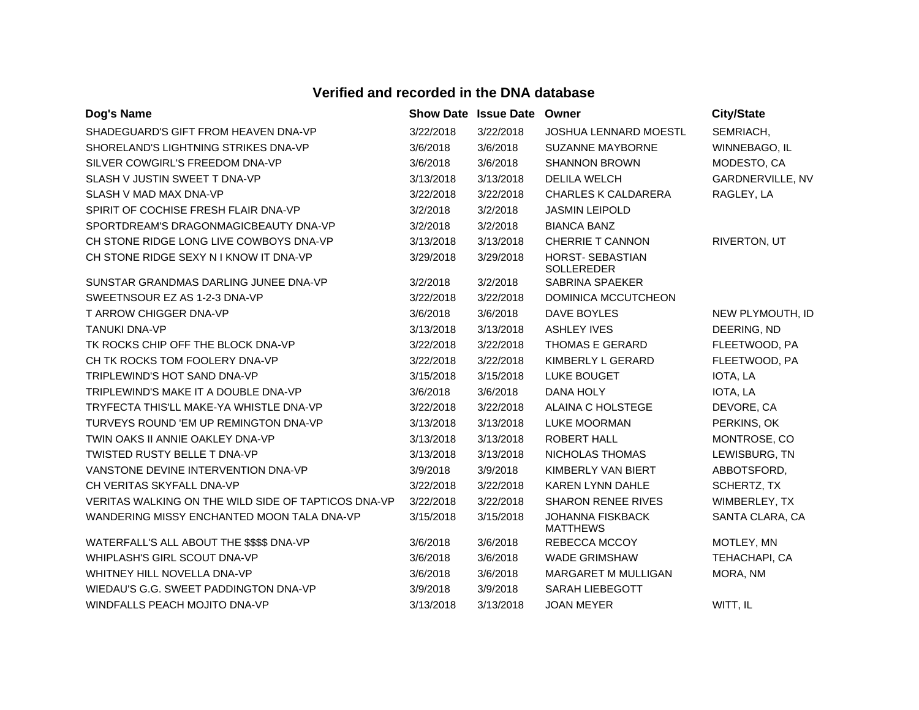## Verified and recorded in the DNA database

| Dog's Name | Show Date | Issue Date | Owner | City/State |
|---|---|---|---|---|
| SHADEGUARD'S GIFT FROM HEAVEN DNA-VP | 3/22/2018 | 3/22/2018 | JOSHUA LENNARD MOESTL | SEMRIACH, |
| SHORELAND'S LIGHTNING STRIKES DNA-VP | 3/6/2018 | 3/6/2018 | SUZANNE MAYBORNE | WINNEBAGO, IL |
| SILVER COWGIRL'S FREEDOM DNA-VP | 3/6/2018 | 3/6/2018 | SHANNON BROWN | MODESTO, CA |
| SLASH V JUSTIN SWEET T DNA-VP | 3/13/2018 | 3/13/2018 | DELILA WELCH | GARDNERVILLE, NV |
| SLASH V MAD MAX DNA-VP | 3/22/2018 | 3/22/2018 | CHARLES K CALDARERA | RAGLEY, LA |
| SPIRIT OF COCHISE FRESH FLAIR DNA-VP | 3/2/2018 | 3/2/2018 | JASMIN LEIPOLD | |
| SPORTDREAM'S DRAGONMAGICBEAUTY DNA-VP | 3/2/2018 | 3/2/2018 | BIANCA BANZ | |
| CH STONE RIDGE LONG LIVE COWBOYS DNA-VP | 3/13/2018 | 3/13/2018 | CHERRIE T CANNON | RIVERTON, UT |
| CH STONE RIDGE SEXY N I KNOW IT DNA-VP | 3/29/2018 | 3/29/2018 | HORST- SEBASTIAN SOLLEREDER | |
| SUNSTAR GRANDMAS DARLING JUNEE DNA-VP | 3/2/2018 | 3/2/2018 | SABRINA SPAEKER | |
| SWEETNSOUR EZ AS 1-2-3 DNA-VP | 3/22/2018 | 3/22/2018 | DOMINICA MCCUTCHEON | |
| T ARROW CHIGGER DNA-VP | 3/6/2018 | 3/6/2018 | DAVE BOYLES | NEW PLYMOUTH, ID |
| TANUKI DNA-VP | 3/13/2018 | 3/13/2018 | ASHLEY IVES | DEERING, ND |
| TK ROCKS CHIP OFF THE BLOCK DNA-VP | 3/22/2018 | 3/22/2018 | THOMAS E GERARD | FLEETWOOD, PA |
| CH TK ROCKS TOM FOOLERY DNA-VP | 3/22/2018 | 3/22/2018 | KIMBERLY L GERARD | FLEETWOOD, PA |
| TRIPLEWIND'S HOT SAND DNA-VP | 3/15/2018 | 3/15/2018 | LUKE BOUGET | IOTA, LA |
| TRIPLEWIND'S MAKE IT A DOUBLE DNA-VP | 3/6/2018 | 3/6/2018 | DANA HOLY | IOTA, LA |
| TRYFECTA THIS'LL MAKE-YA WHISTLE DNA-VP | 3/22/2018 | 3/22/2018 | ALAINA C HOLSTEGE | DEVORE, CA |
| TURVEYS ROUND 'EM UP REMINGTON DNA-VP | 3/13/2018 | 3/13/2018 | LUKE MOORMAN | PERKINS, OK |
| TWIN OAKS II ANNIE OAKLEY DNA-VP | 3/13/2018 | 3/13/2018 | ROBERT HALL | MONTROSE, CO |
| TWISTED RUSTY BELLE T DNA-VP | 3/13/2018 | 3/13/2018 | NICHOLAS THOMAS | LEWISBURG, TN |
| VANSTONE DEVINE INTERVENTION DNA-VP | 3/9/2018 | 3/9/2018 | KIMBERLY VAN BIERT | ABBOTSFORD, |
| CH VERITAS SKYFALL DNA-VP | 3/22/2018 | 3/22/2018 | KAREN LYNN DAHLE | SCHERTZ, TX |
| VERITAS WALKING ON THE WILD SIDE OF TAPTICOS DNA-VP | 3/22/2018 | 3/22/2018 | SHARON RENEE RIVES | WIMBERLEY, TX |
| WANDERING MISSY ENCHANTED MOON TALA DNA-VP | 3/15/2018 | 3/15/2018 | JOHANNA FISKBACK MATTHEWS | SANTA CLARA, CA |
| WATERFALL'S ALL ABOUT THE $$$$ DNA-VP | 3/6/2018 | 3/6/2018 | REBECCA MCCOY | MOTLEY, MN |
| WHIPLASH'S GIRL SCOUT DNA-VP | 3/6/2018 | 3/6/2018 | WADE GRIMSHAW | TEHACHAPI, CA |
| WHITNEY HILL NOVELLA DNA-VP | 3/6/2018 | 3/6/2018 | MARGARET M MULLIGAN | MORA, NM |
| WIEDAU'S G.G. SWEET PADDINGTON DNA-VP | 3/9/2018 | 3/9/2018 | SARAH LIEBEGOTT | |
| WINDFALLS PEACH MOJITO DNA-VP | 3/13/2018 | 3/13/2018 | JOAN MEYER | WITT, IL |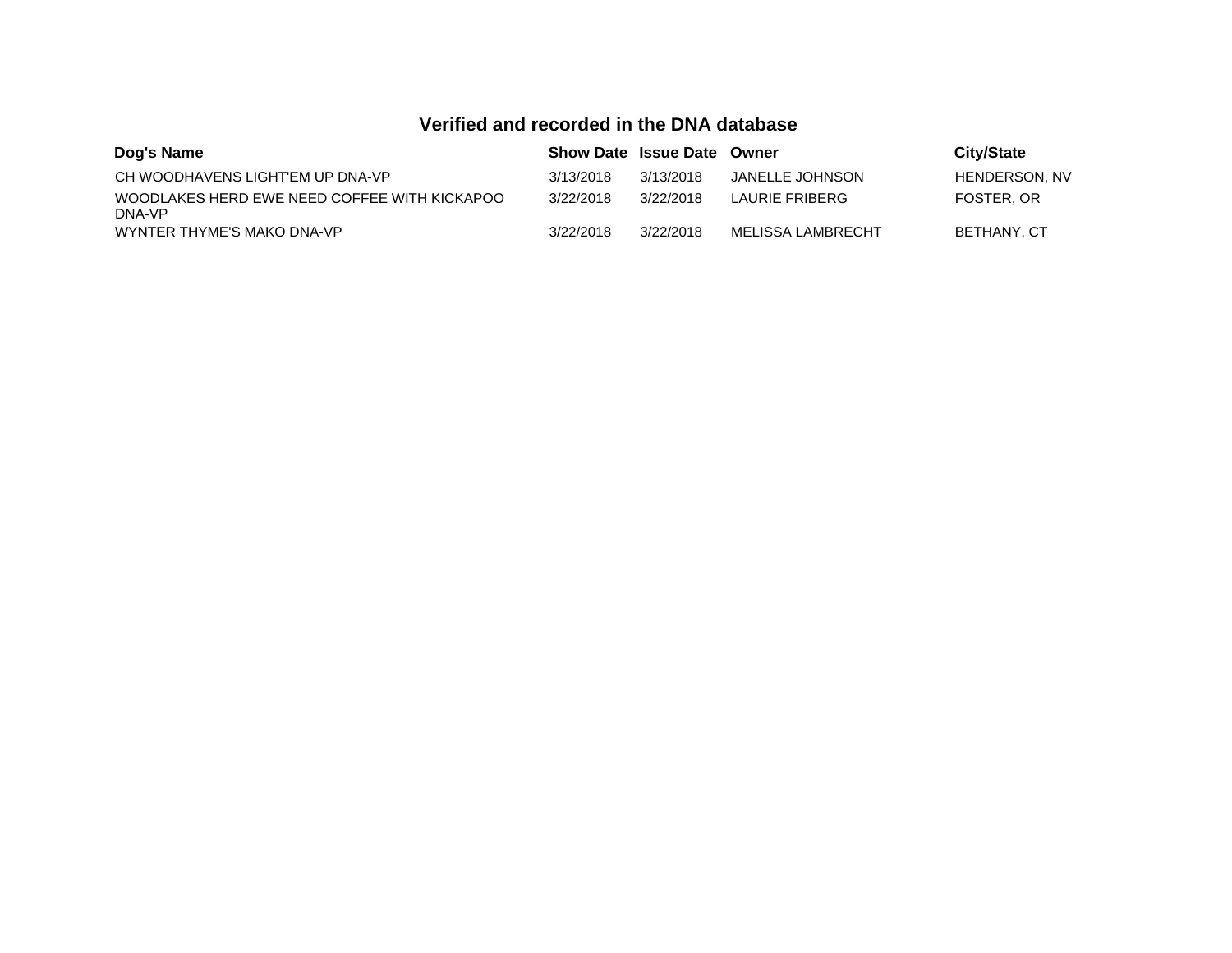## Verified and recorded in the DNA database

| Dog's Name | Show Date | Issue Date | Owner | City/State |
|---|---|---|---|---|
| CH WOODHAVENS LIGHT'EM UP DNA-VP | 3/13/2018 | 3/13/2018 | JANELLE JOHNSON | HENDERSON, NV |
| WOODLAKES HERD EWE NEED COFFEE WITH KICKAPOO DNA-VP | 3/22/2018 | 3/22/2018 | LAURIE FRIBERG | FOSTER, OR |
| WYNTER THYME'S MAKO DNA-VP | 3/22/2018 | 3/22/2018 | MELISSA LAMBRECHT | BETHANY, CT |